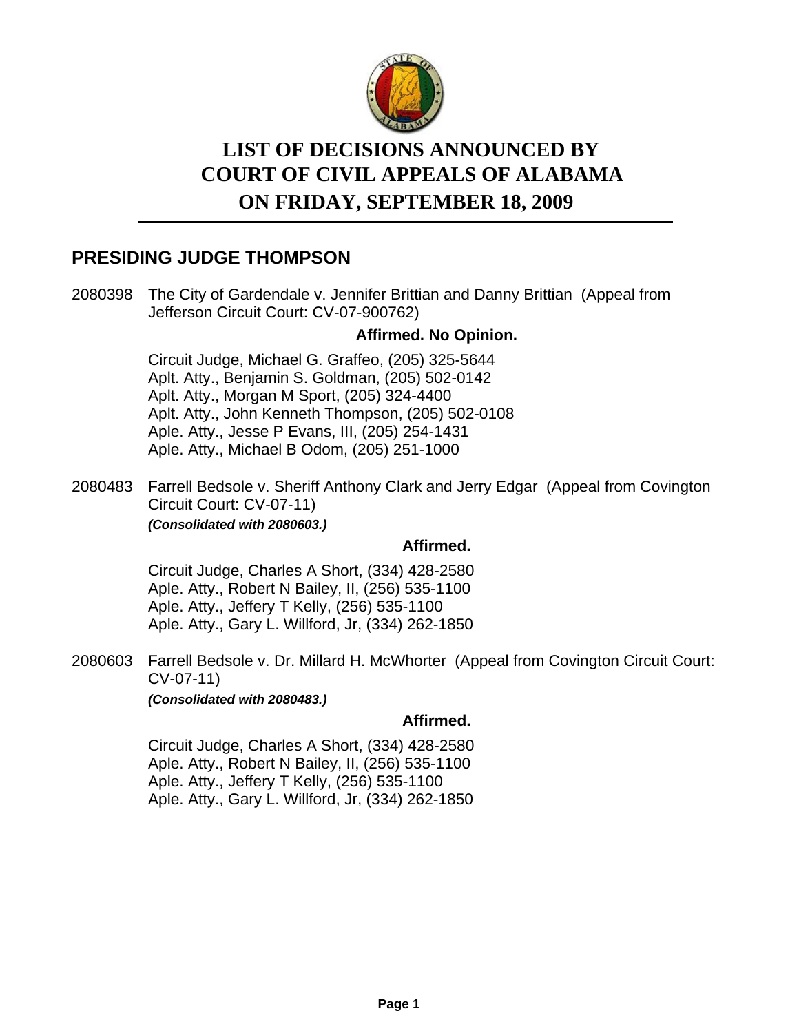# LIST OF DECISIONS ANNOUNCED BY COURT OF CIVIL APPEALS OF ALABAMA ON FRIDAY, SEPTEMBER 18, 2009

## PRESIDING JUDGE THOMPSON

2080398 The City of Gardendale v. Jennifer Brittian and Danny Brittian (Appeal from Jefferson Circuit Court: CV-07-900762)

**Affirmed. No Opinion.**

Circuit Judge, Michael G. Graffeo, (205) 325-5644
Aplt. Atty., Benjamin S. Goldman, (205) 502-0142
Aplt. Atty., Morgan M Sport, (205) 324-4400
Aplt. Atty., John Kenneth Thompson, (205) 502-0108
Aple. Atty., Jesse P Evans, III, (205) 254-1431
Aple. Atty., Michael B Odom, (205) 251-1000

2080483 Farrell Bedsole v. Sheriff Anthony Clark and Jerry Edgar (Appeal from Covington Circuit Court: CV-07-11)
***(Consolidated with 2080603.)***

**Affirmed.**

Circuit Judge, Charles A Short, (334) 428-2580
Aple. Atty., Robert N Bailey, II, (256) 535-1100
Aple. Atty., Jeffery T Kelly, (256) 535-1100
Aple. Atty., Gary L. Willford, Jr, (334) 262-1850

2080603 Farrell Bedsole v. Dr. Millard H. McWhorter (Appeal from Covington Circuit Court: CV-07-11)
***(Consolidated with 2080483.)***

**Affirmed.**

Circuit Judge, Charles A Short, (334) 428-2580
Aple. Atty., Robert N Bailey, II, (256) 535-1100
Aple. Atty., Jeffery T Kelly, (256) 535-1100
Aple. Atty., Gary L. Willford, Jr, (334) 262-1850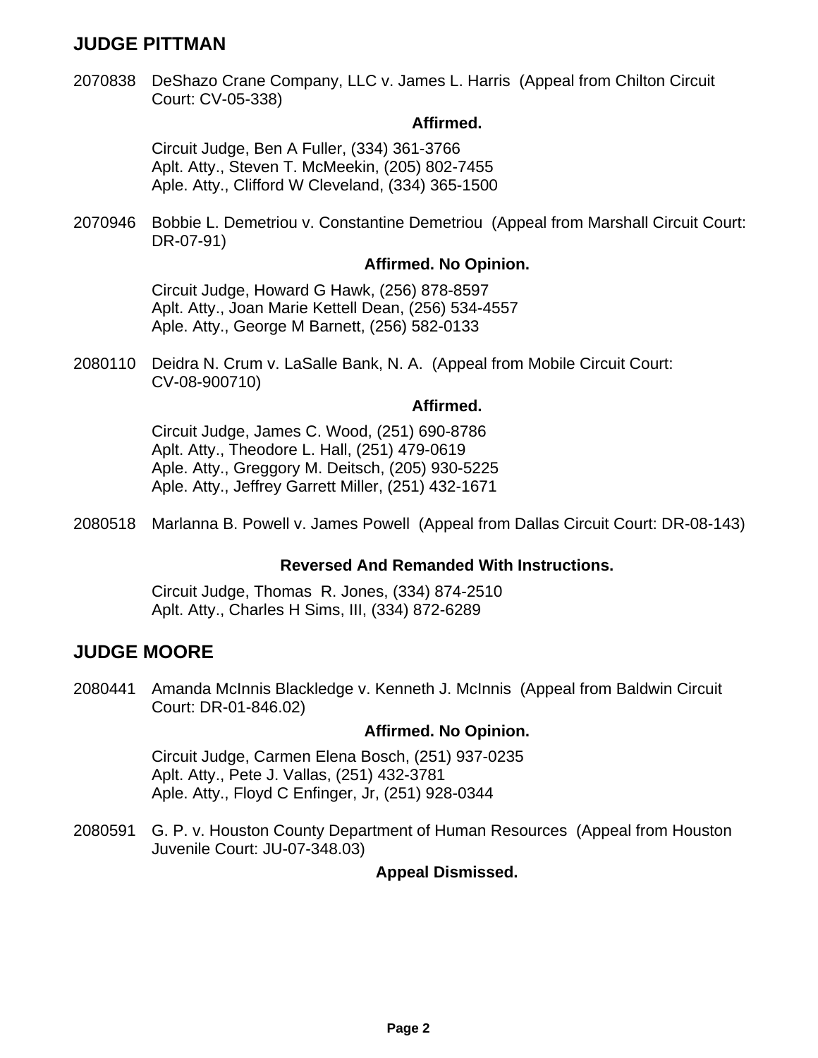## JUDGE PITTMAN

2070838 DeShazo Crane Company, LLC v. James L. Harris (Appeal from Chilton Circuit Court: CV-05-338)

**Affirmed.**

Circuit Judge, Ben A Fuller, (334) 361-3766
Aplt. Atty., Steven T. McMeekin, (205) 802-7455
Aple. Atty., Clifford W Cleveland, (334) 365-1500

2070946 Bobbie L. Demetriou v. Constantine Demetriou (Appeal from Marshall Circuit Court: DR-07-91)

**Affirmed. No Opinion.**

Circuit Judge, Howard G Hawk, (256) 878-8597
Aplt. Atty., Joan Marie Kettell Dean, (256) 534-4557
Aple. Atty., George M Barnett, (256) 582-0133

2080110 Deidra N. Crum v. LaSalle Bank, N. A. (Appeal from Mobile Circuit Court: CV-08-900710)

**Affirmed.**

Circuit Judge, James C. Wood, (251) 690-8786
Aplt. Atty., Theodore L. Hall, (251) 479-0619
Aple. Atty., Greggory M. Deitsch, (205) 930-5225
Aple. Atty., Jeffrey Garrett Miller, (251) 432-1671

2080518 Marlanna B. Powell v. James Powell (Appeal from Dallas Circuit Court: DR-08-143)

**Reversed And Remanded With Instructions.**

Circuit Judge, Thomas R. Jones, (334) 874-2510
Aplt. Atty., Charles H Sims, III, (334) 872-6289

## JUDGE MOORE

2080441 Amanda McInnis Blackledge v. Kenneth J. McInnis (Appeal from Baldwin Circuit Court: DR-01-846.02)

**Affirmed. No Opinion.**

Circuit Judge, Carmen Elena Bosch, (251) 937-0235
Aplt. Atty., Pete J. Vallas, (251) 432-3781
Aple. Atty., Floyd C Enfinger, Jr, (251) 928-0344

2080591 G. P. v. Houston County Department of Human Resources (Appeal from Houston Juvenile Court: JU-07-348.03)

**Appeal Dismissed.**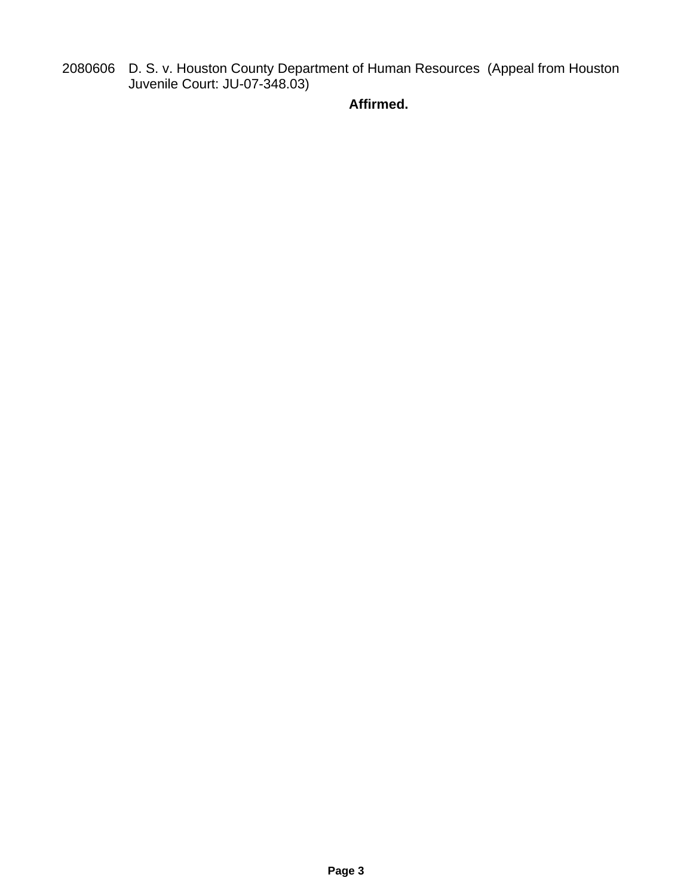2080606 D. S. v. Houston County Department of Human Resources (Appeal from Houston Juvenile Court: JU-07-348.03)

**Affirmed.**